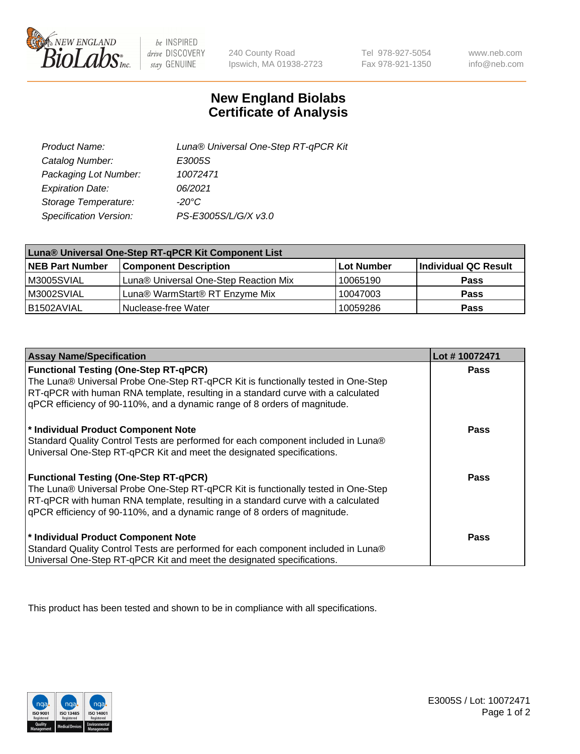be INSPIRED drive DISCOVERY stay GENUINE

240 County Road
Ipswich, MA 01938-2723

Tel 978-927-5054
Fax 978-921-1350

www.neb.com
info@neb.com

# New England Biolabs
# Certificate of Analysis

| | |
|---|---|
| *Product Name:* | *Luna® Universal One-Step RT-qPCR Kit* |
| *Catalog Number:* | *E3005S* |
| *Packaging Lot Number:* | *10072471* |
| *Expiration Date:* | *06/2021* |
| *Storage Temperature:* | *-20°C* |
| *Specification Version:* | *PS-E3005S/L/G/X v3.0* |

| Luna® Universal One-Step RT-qPCR Kit Component List | | | |
|---|---|---|---|
| **NEB Part Number** | **Component Description** | **Lot Number** | **Individual QC Result** |
| M3005SVIAL | Luna® Universal One-Step Reaction Mix | 10065190 | **Pass** |
| M3002SVIAL | Luna® WarmStart® RT Enzyme Mix | 10047003 | **Pass** |
| B1502AVIAL | Nuclease-free Water | 10059286 | **Pass** |

| Assay Name/Specification | Lot # 10072471 |
|---|---|
| **Functional Testing (One-Step RT-qPCR)**<br>The Luna® Universal Probe One-Step RT-qPCR Kit is functionally tested in One-Step RT-qPCR with human RNA template, resulting in a standard curve with a calculated qPCR efficiency of 90-110%, and a dynamic range of 8 orders of magnitude. | **Pass** |
| **\* Individual Product Component Note**<br>Standard Quality Control Tests are performed for each component included in Luna® Universal One-Step RT-qPCR Kit and meet the designated specifications. | **Pass** |
| **Functional Testing (One-Step RT-qPCR)**<br>The Luna® Universal Probe One-Step RT-qPCR Kit is functionally tested in One-Step RT-qPCR with human RNA template, resulting in a standard curve with a calculated qPCR efficiency of 90-110%, and a dynamic range of 8 orders of magnitude. | **Pass** |
| **\* Individual Product Component Note**<br>Standard Quality Control Tests are performed for each component included in Luna® Universal One-Step RT-qPCR Kit and meet the designated specifications. | **Pass** |

This product has been tested and shown to be in compliance with all specifications.

E3005S / Lot: 10072471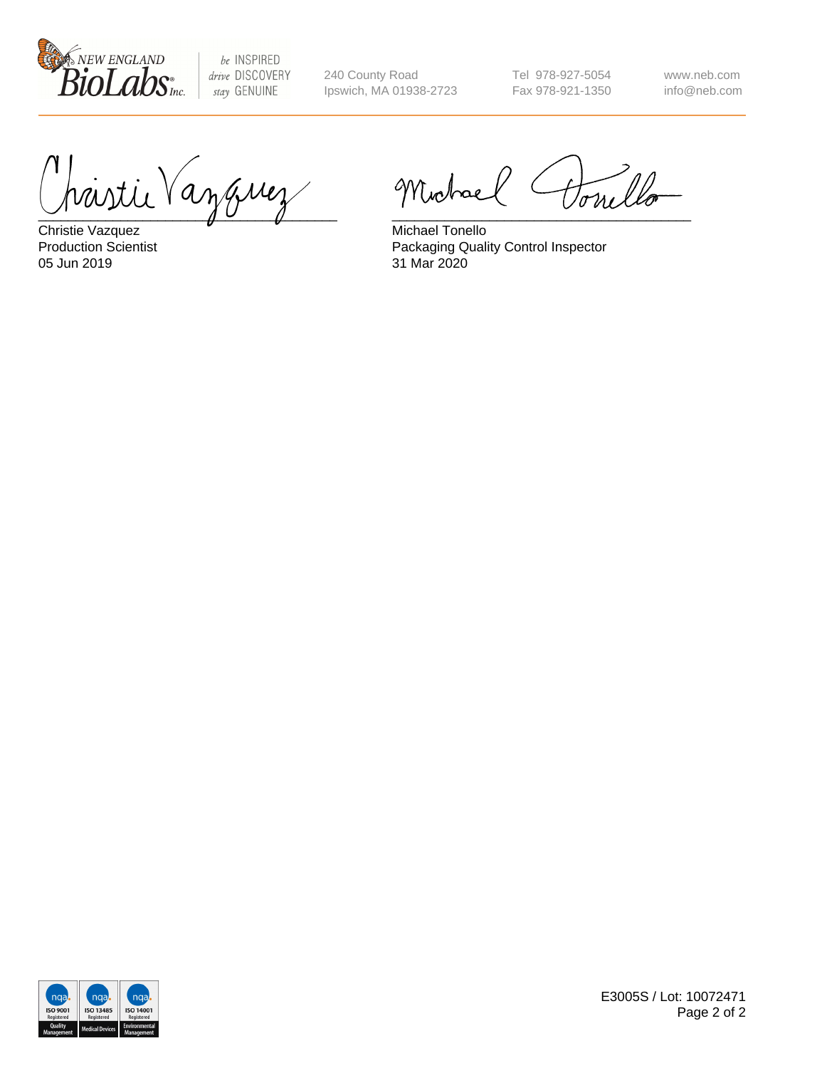240 County Road
Ipswich, MA 01938-2723

Tel 978-927-5054
Fax 978-921-1350

www.neb.com
info@neb.com

Christie Vazquez
Production Scientist
05 Jun 2019

Michael Tonello
Packaging Quality Control Inspector
31 Mar 2020

E3005S / Lot: 10072471